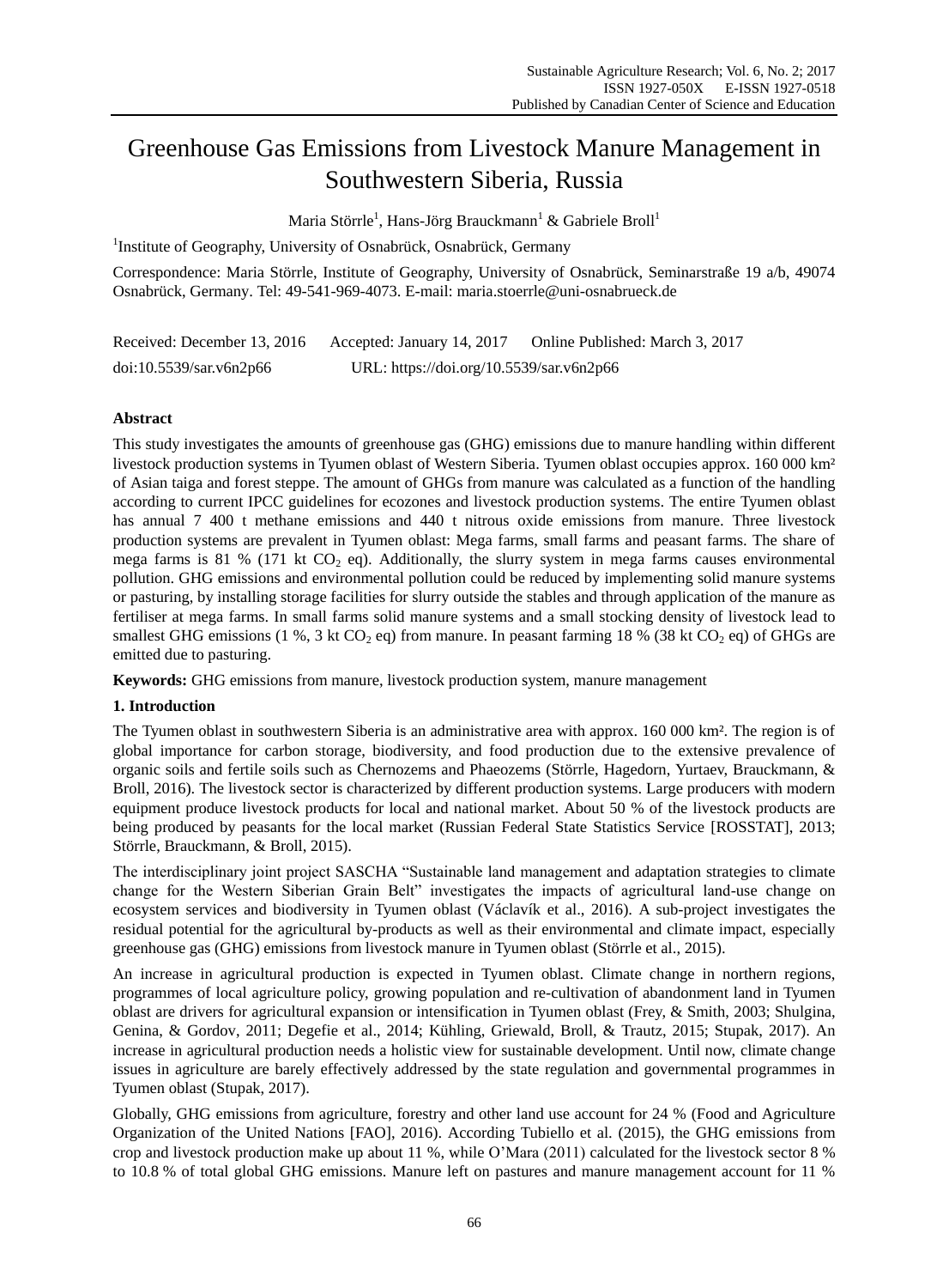# Greenhouse Gas Emissions from Livestock Manure Management in Southwestern Siberia, Russia

Maria Störrle[1], Hans-Jörg Brauckmann[1] & Gabriele Broll[1]

[1]Institute of Geography, University of Osnabrück, Osnabrück, Germany

Correspondence: Maria Störrle, Institute of Geography, University of Osnabrück, Seminarstraße 19 a/b, 49074 Osnabrück, Germany. Tel: 49-541-969-4073. E-mail: maria.stoerrle@uni-osnabrueck.de

Received: December 13, 2016 Accepted: January 14, 2017 Online Published: March 3, 2017

doi:10.5539/sar.v6n2p66 URL: https://doi.org/10.5539/sar.v6n2p66

## Abstract

This study investigates the amounts of greenhouse gas (GHG) emissions due to manure handling within different livestock production systems in Tyumen oblast of Western Siberia. Tyumen oblast occupies approx. 160 000 km² of Asian taiga and forest steppe. The amount of GHGs from manure was calculated as a function of the handling according to current IPCC guidelines for ecozones and livestock production systems. The entire Tyumen oblast has annual 7 400 t methane emissions and 440 t nitrous oxide emissions from manure. Three livestock production systems are prevalent in Tyumen oblast: Mega farms, small farms and peasant farms. The share of mega farms is 81 % (171 kt $CO_2$ eq). Additionally, the slurry system in mega farms causes environmental pollution. GHG emissions and environmental pollution could be reduced by implementing solid manure systems or pasturing, by installing storage facilities for slurry outside the stables and through application of the manure as fertiliser at mega farms. In small farms solid manure systems and a small stocking density of livestock lead to smallest GHG emissions (1 %, 3 kt $CO_2$ eq) from manure. In peasant farming 18 % (38 kt $CO_2$ eq) of GHGs are emitted due to pasturing.

**Keywords:** GHG emissions from manure, livestock production system, manure management

## 1. Introduction

The Tyumen oblast in southwestern Siberia is an administrative area with approx. 160 000 km². The region is of global importance for carbon storage, biodiversity, and food production due to the extensive prevalence of organic soils and fertile soils such as Chernozems and Phaeozems (Störrle, Hagedorn, Yurtaev, Brauckmann, & Broll, 2016). The livestock sector is characterized by different production systems. Large producers with modern equipment produce livestock products for local and national market. About 50 % of the livestock products are being produced by peasants for the local market (Russian Federal State Statistics Service [ROSSTAT], 2013; Störrle, Brauckmann, & Broll, 2015).

The interdisciplinary joint project SASCHA "Sustainable land management and adaptation strategies to climate change for the Western Siberian Grain Belt" investigates the impacts of agricultural land-use change on ecosystem services and biodiversity in Tyumen oblast (Václavík et al., 2016). A sub-project investigates the residual potential for the agricultural by-products as well as their environmental and climate impact, especially greenhouse gas (GHG) emissions from livestock manure in Tyumen oblast (Störrle et al., 2015).

An increase in agricultural production is expected in Tyumen oblast. Climate change in northern regions, programmes of local agriculture policy, growing population and re-cultivation of abandonment land in Tyumen oblast are drivers for agricultural expansion or intensification in Tyumen oblast (Frey, & Smith, 2003; Shulgina, Genina, & Gordov, 2011; Degefie et al., 2014; Kühling, Griewald, Broll, & Trautz, 2015; Stupak, 2017). An increase in agricultural production needs a holistic view for sustainable development. Until now, climate change issues in agriculture are barely effectively addressed by the state regulation and governmental programmes in Tyumen oblast (Stupak, 2017).

Globally, GHG emissions from agriculture, forestry and other land use account for 24 % (Food and Agriculture Organization of the United Nations [FAO], 2016). According Tubiello et al. (2015), the GHG emissions from crop and livestock production make up about 11 %, while O'Mara (2011) calculated for the livestock sector 8 % to 10.8 % of total global GHG emissions. Manure left on pastures and manure management account for 11 %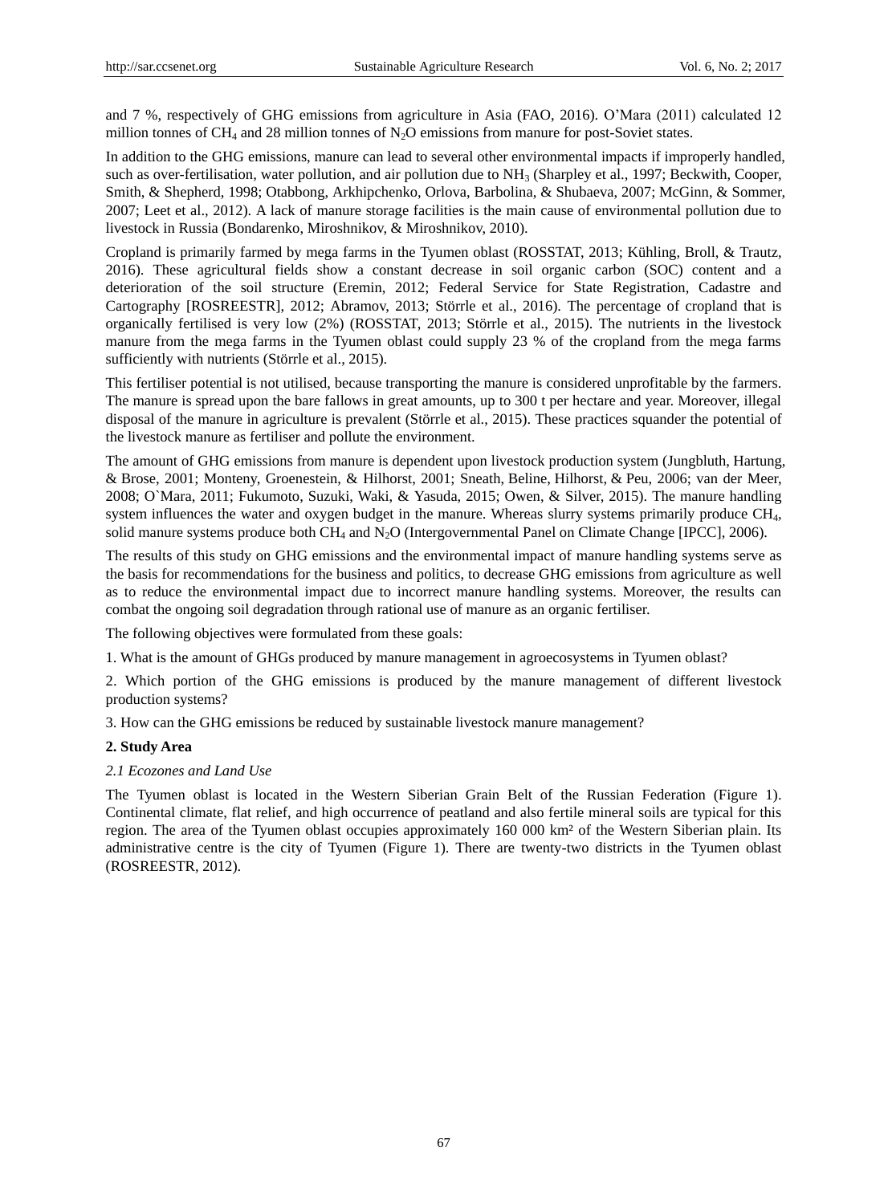and 7 %, respectively of GHG emissions from agriculture in Asia (FAO, 2016). O'Mara (2011) calculated 12 million tonnes of $CH_4$ and 28 million tonnes of $N_2O$ emissions from manure for post-Soviet states.

In addition to the GHG emissions, manure can lead to several other environmental impacts if improperly handled, such as over-fertilisation, water pollution, and air pollution due to $NH_3$ (Sharpley et al., 1997; Beckwith, Cooper, Smith, & Shepherd, 1998; Otabbong, Arkhipchenko, Orlova, Barbolina, & Shubaeva, 2007; McGinn, & Sommer, 2007; Leet et al., 2012). A lack of manure storage facilities is the main cause of environmental pollution due to livestock in Russia (Bondarenko, Miroshnikov, & Miroshnikov, 2010).

Cropland is primarily farmed by mega farms in the Tyumen oblast (ROSSTAT, 2013; Kühling, Broll, & Trautz, 2016). These agricultural fields show a constant decrease in soil organic carbon (SOC) content and a deterioration of the soil structure (Eremin, 2012; Federal Service for State Registration, Cadastre and Cartography [ROSREESTR], 2012; Abramov, 2013; Störrle et al., 2016). The percentage of cropland that is organically fertilised is very low (2%) (ROSSTAT, 2013; Störrle et al., 2015). The nutrients in the livestock manure from the mega farms in the Tyumen oblast could supply 23 % of the cropland from the mega farms sufficiently with nutrients (Störrle et al., 2015).

This fertiliser potential is not utilised, because transporting the manure is considered unprofitable by the farmers. The manure is spread upon the bare fallows in great amounts, up to 300 t per hectare and year. Moreover, illegal disposal of the manure in agriculture is prevalent (Störrle et al., 2015). These practices squander the potential of the livestock manure as fertiliser and pollute the environment.

The amount of GHG emissions from manure is dependent upon livestock production system (Jungbluth, Hartung, & Brose, 2001; Monteny, Groenestein, & Hilhorst, 2001; Sneath, Beline, Hilhorst, & Peu, 2006; van der Meer, 2008; O`Mara, 2011; Fukumoto, Suzuki, Waki, & Yasuda, 2015; Owen, & Silver, 2015). The manure handling system influences the water and oxygen budget in the manure. Whereas slurry systems primarily produce $CH_4$, solid manure systems produce both $CH_4$ and $N_2O$ (Intergovernmental Panel on Climate Change [IPCC], 2006).

The results of this study on GHG emissions and the environmental impact of manure handling systems serve as the basis for recommendations for the business and politics, to decrease GHG emissions from agriculture as well as to reduce the environmental impact due to incorrect manure handling systems. Moreover, the results can combat the ongoing soil degradation through rational use of manure as an organic fertiliser.

The following objectives were formulated from these goals:

1. What is the amount of GHGs produced by manure management in agroecosystems in Tyumen oblast?

2. Which portion of the GHG emissions is produced by the manure management of different livestock production systems?

3. How can the GHG emissions be reduced by sustainable livestock manure management?

## 2. Study Area

### *2.1 Ecozones and Land Use*

The Tyumen oblast is located in the Western Siberian Grain Belt of the Russian Federation (Figure 1). Continental climate, flat relief, and high occurrence of peatland and also fertile mineral soils are typical for this region. The area of the Tyumen oblast occupies approximately 160 000 km² of the Western Siberian plain. Its administrative centre is the city of Tyumen (Figure 1). There are twenty-two districts in the Tyumen oblast (ROSREESTR, 2012).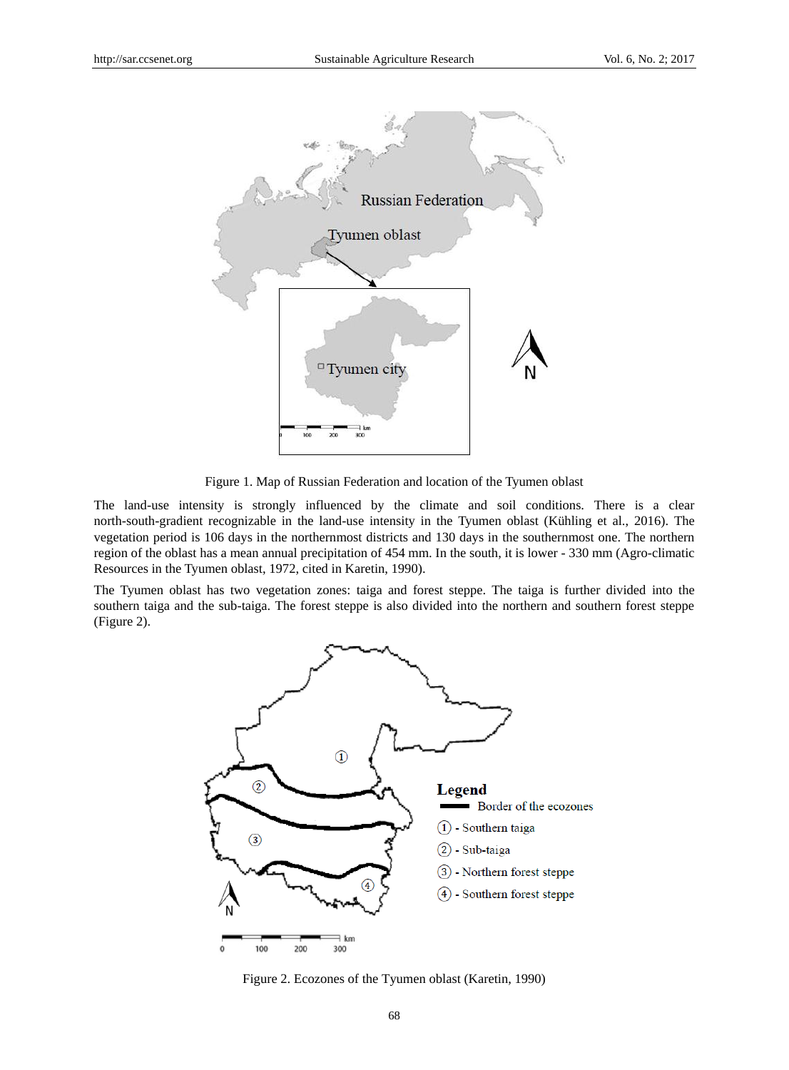Russian Federation

Tyumen oblast

Tyumen city

0 100 200 300 km

N

Figure 1. Map of Russian Federation and location of the Tyumen oblast

The land-use intensity is strongly influenced by the climate and soil conditions. There is a clear north-south-gradient recognizable in the land-use intensity in the Tyumen oblast (Kühling et al., 2016). The vegetation period is 106 days in the northernmost districts and 130 days in the southernmost one. The northern region of the oblast has a mean annual precipitation of 454 mm. In the south, it is lower - 330 mm (Agro-climatic Resources in the Tyumen oblast, 1972, cited in Karetin, 1990).

The Tyumen oblast has two vegetation zones: taiga and forest steppe. The taiga is further divided into the southern taiga and the sub-taiga. The forest steppe is also divided into the northern and southern forest steppe (Figure 2).

Legend

Border of the ecozones

① - Southern taiga

② - Sub-taiga

③ - Northern forest steppe

④ - Southern forest steppe

N

0 100 200 300 km

Figure 2. Ecozones of the Tyumen oblast (Karetin, 1990)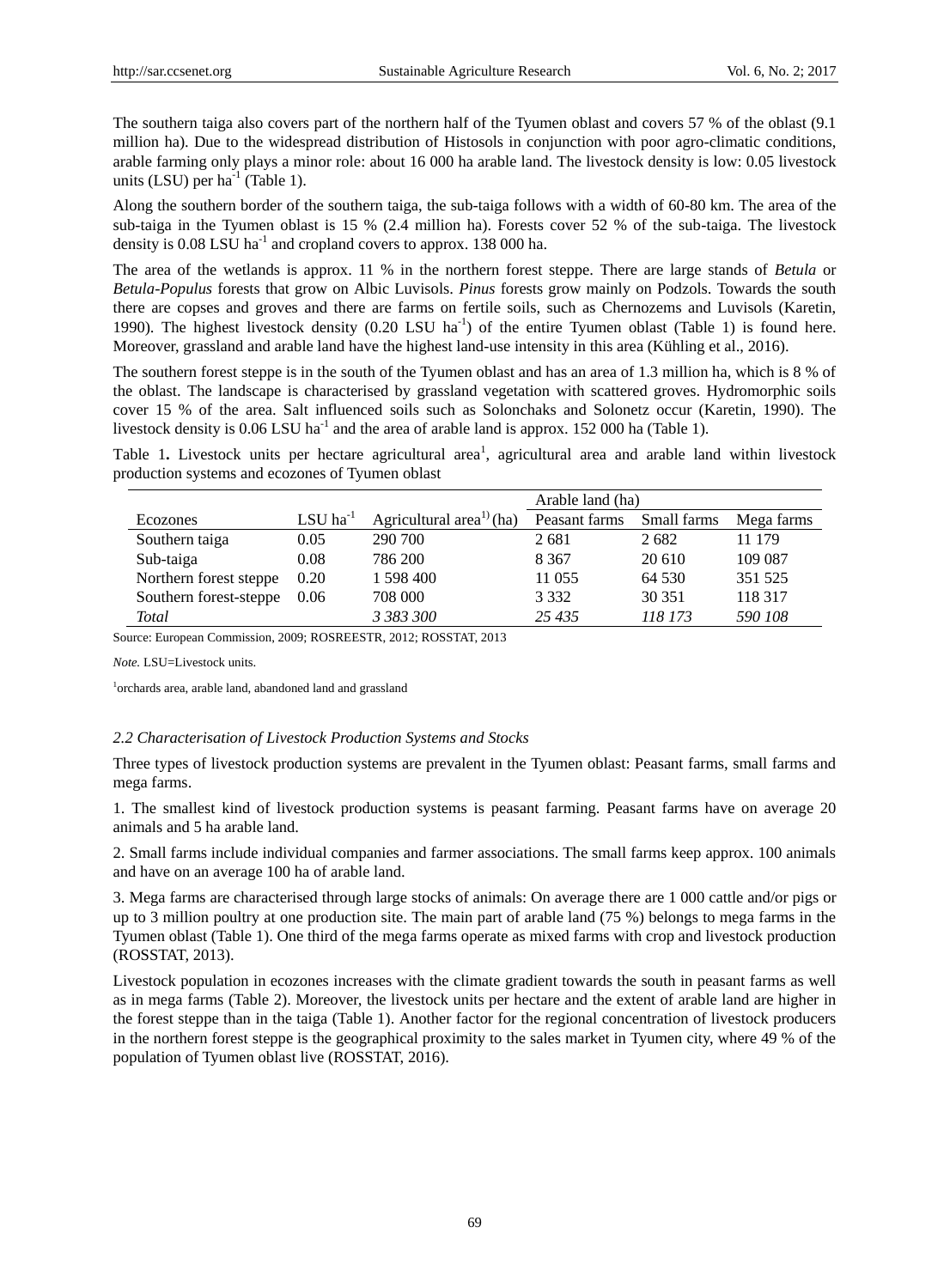The southern taiga also covers part of the northern half of the Tyumen oblast and covers 57 % of the oblast (9.1 million ha). Due to the widespread distribution of Histosols in conjunction with poor agro-climatic conditions, arable farming only plays a minor role: about 16 000 ha arable land. The livestock density is low: 0.05 livestock units (LSU) per $ha^{-1}$ (Table 1).

Along the southern border of the southern taiga, the sub-taiga follows with a width of 60-80 km. The area of the sub-taiga in the Tyumen oblast is 15 % (2.4 million ha). Forests cover 52 % of the sub-taiga. The livestock density is 0.08 LSU $ha^{-1}$ and cropland covers to approx. 138 000 ha.

The area of the wetlands is approx. 11 % in the northern forest steppe. There are large stands of *Betula* or *Betula-Populus* forests that grow on Albic Luvisols. *Pinus* forests grow mainly on Podzols. Towards the south there are copses and groves and there are farms on fertile soils, such as Chernozems and Luvisols (Karetin, 1990). The highest livestock density (0.20 LSU $ha^{-1}$) of the entire Tyumen oblast (Table 1) is found here. Moreover, grassland and arable land have the highest land-use intensity in this area (Kühling et al., 2016).

The southern forest steppe is in the south of the Tyumen oblast and has an area of 1.3 million ha, which is 8 % of the oblast. The landscape is characterised by grassland vegetation with scattered groves. Hydromorphic soils cover 15 % of the area. Salt influenced soils such as Solonchaks and Solonetz occur (Karetin, 1990). The livestock density is 0.06 LSU $ha^{-1}$ and the area of arable land is approx. 152 000 ha (Table 1).

Table 1. Livestock units per hectare agricultural area[1], agricultural area and arable land within livestock production systems and ecozones of Tyumen oblast

| | | | Arable land (ha) | | |
|---|---|---|---|---|---|
| Ecozones | LSU $ha^{-1}$ | Agricultural area[1)] (ha) | Peasant farms | Small farms | Mega farms |
| Southern taiga | 0.05 | 290 700 | 2 681 | 2 682 | 11 179 |
| Sub-taiga | 0.08 | 786 200 | 8 367 | 20 610 | 109 087 |
| Northern forest steppe | 0.20 | 1 598 400 | 11 055 | 64 530 | 351 525 |
| Southern forest-steppe | 0.06 | 708 000 | 3 332 | 30 351 | 118 317 |
| *Total* | | *3 383 300* | *25 435* | *118 173* | *590 108* |

Source: European Commission, 2009; ROSREESTR, 2012; ROSSTAT, 2013

*Note.* LSU=Livestock units.

[1]orchards area, arable land, abandoned land and grassland

### *2.2 Characterisation of Livestock Production Systems and Stocks*

Three types of livestock production systems are prevalent in the Tyumen oblast: Peasant farms, small farms and mega farms.

1. The smallest kind of livestock production systems is peasant farming. Peasant farms have on average 20 animals and 5 ha arable land.

2. Small farms include individual companies and farmer associations. The small farms keep approx. 100 animals and have on an average 100 ha of arable land.

3. Mega farms are characterised through large stocks of animals: On average there are 1 000 cattle and/or pigs or up to 3 million poultry at one production site. The main part of arable land (75 %) belongs to mega farms in the Tyumen oblast (Table 1). One third of the mega farms operate as mixed farms with crop and livestock production (ROSSTAT, 2013).

Livestock population in ecozones increases with the climate gradient towards the south in peasant farms as well as in mega farms (Table 2). Moreover, the livestock units per hectare and the extent of arable land are higher in the forest steppe than in the taiga (Table 1). Another factor for the regional concentration of livestock producers in the northern forest steppe is the geographical proximity to the sales market in Tyumen city, where 49 % of the population of Tyumen oblast live (ROSSTAT, 2016).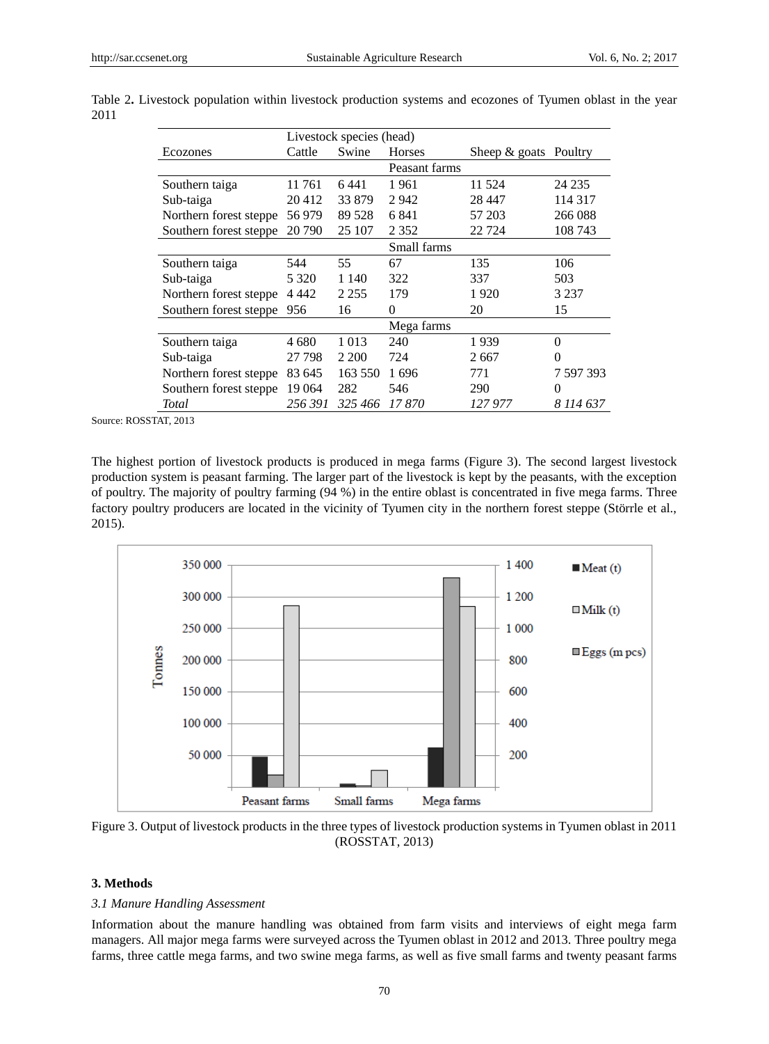Table 2. Livestock population within livestock production systems and ecozones of Tyumen oblast in the year 2011

| | Livestock species (head) | | | | |
|---|---|---|---|---|---|
| Ecozones | Cattle | Swine | Horses | Sheep & goats | Poultry |
| | | | Peasant farms | | |
| Southern taiga | 11 761 | 6 441 | 1 961 | 11 524 | 24 235 |
| Sub-taiga | 20 412 | 33 879 | 2 942 | 28 447 | 114 317 |
| Northern forest steppe | 56 979 | 89 528 | 6 841 | 57 203 | 266 088 |
| Southern forest steppe | 20 790 | 25 107 | 2 352 | 22 724 | 108 743 |
| | | | Small farms | | |
| Southern taiga | 544 | 55 | 67 | 135 | 106 |
| Sub-taiga | 5 320 | 1 140 | 322 | 337 | 503 |
| Northern forest steppe | 4 442 | 2 255 | 179 | 1 920 | 3 237 |
| Southern forest steppe | 956 | 16 | 0 | 20 | 15 |
| | | | Mega farms | | |
| Southern taiga | 4 680 | 1 013 | 240 | 1 939 | 0 |
| Sub-taiga | 27 798 | 2 200 | 724 | 2 667 | 0 |
| Northern forest steppe | 83 645 | 163 550 | 1 696 | 771 | 7 597 393 |
| Southern forest steppe | 19 064 | 282 | 546 | 290 | 0 |
| *Total* | *256 391* | *325 466* | *17 870* | *127 977* | *8 114 637* |

Source: ROSSTAT, 2013

The highest portion of livestock products is produced in mega farms (Figure 3). The second largest livestock production system is peasant farming. The larger part of the livestock is kept by the peasants, with the exception of poultry. The majority of poultry farming (94 %) in the entire oblast is concentrated in five mega farms. Three factory poultry producers are located in the vicinity of Tyumen city in the northern forest steppe (Störrle et al., 2015).

Tonnes
350 000
300 000
250 000
200 000
150 000
100 000
50 000
1 400
1 200
1 000
800
600
400
200
Meat (t)
Milk (t)
Eggs (m pcs)
Peasant farms
Small farms
Mega farms

Figure 3. Output of livestock products in the three types of livestock production systems in Tyumen oblast in 2011 (ROSSTAT, 2013)

## 3. Methods

### *3.1 Manure Handling Assessment*

Information about the manure handling was obtained from farm visits and interviews of eight mega farm managers. All major mega farms were surveyed across the Tyumen oblast in 2012 and 2013. Three poultry mega farms, three cattle mega farms, and two swine mega farms, as well as five small farms and twenty peasant farms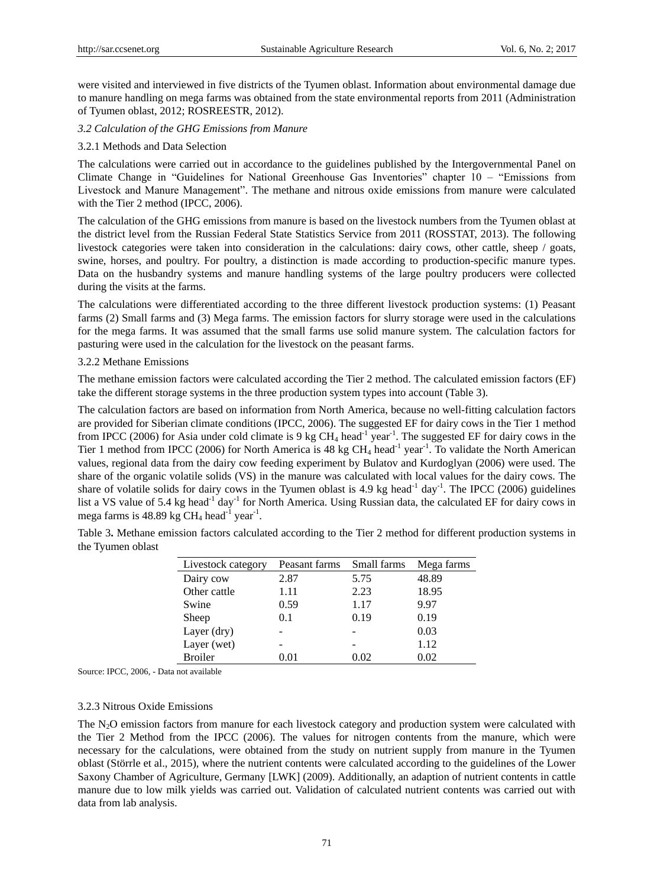were visited and interviewed in five districts of the Tyumen oblast. Information about environmental damage due to manure handling on mega farms was obtained from the state environmental reports from 2011 (Administration of Tyumen oblast, 2012; ROSREESTR, 2012).

### *3.2 Calculation of the GHG Emissions from Manure*

#### 3.2.1 Methods and Data Selection

The calculations were carried out in accordance to the guidelines published by the Intergovernmental Panel on Climate Change in "Guidelines for National Greenhouse Gas Inventories" chapter 10 – "Emissions from Livestock and Manure Management". The methane and nitrous oxide emissions from manure were calculated with the Tier 2 method (IPCC, 2006).

The calculation of the GHG emissions from manure is based on the livestock numbers from the Tyumen oblast at the district level from the Russian Federal State Statistics Service from 2011 (ROSSTAT, 2013). The following livestock categories were taken into consideration in the calculations: dairy cows, other cattle, sheep / goats, swine, horses, and poultry. For poultry, a distinction is made according to production-specific manure types. Data on the husbandry systems and manure handling systems of the large poultry producers were collected during the visits at the farms.

The calculations were differentiated according to the three different livestock production systems: (1) Peasant farms (2) Small farms and (3) Mega farms. The emission factors for slurry storage were used in the calculations for the mega farms. It was assumed that the small farms use solid manure system. The calculation factors for pasturing were used in the calculation for the livestock on the peasant farms.

#### 3.2.2 Methane Emissions

The methane emission factors were calculated according the Tier 2 method. The calculated emission factors (EF) take the different storage systems in the three production system types into account (Table 3).

The calculation factors are based on information from North America, because no well-fitting calculation factors are provided for Siberian climate conditions (IPCC, 2006). The suggested EF for dairy cows in the Tier 1 method from IPCC (2006) for Asia under cold climate is 9 kg $CH_4$ head$^{-1}$ year$^{-1}$. The suggested EF for dairy cows in the Tier 1 method from IPCC (2006) for North America is 48 kg $CH_4$ head$^{-1}$ year$^{-1}$. To validate the North American values, regional data from the dairy cow feeding experiment by Bulatov and Kurdoglyan (2006) were used. The share of the organic volatile solids (VS) in the manure was calculated with local values for the dairy cows. The share of volatile solids for dairy cows in the Tyumen oblast is 4.9 kg head$^{-1}$ day$^{-1}$. The IPCC (2006) guidelines list a VS value of 5.4 kg head$^{-1}$ day$^{-1}$ for North America. Using Russian data, the calculated EF for dairy cows in mega farms is 48.89 kg $CH_4$ head$^{-1}$ year$^{-1}$.

Table 3. Methane emission factors calculated according to the Tier 2 method for different production systems in the Tyumen oblast

| Livestock category | Peasant farms | Small farms | Mega farms |
|---|---|---|---|
| Dairy cow | 2.87 | 5.75 | 48.89 |
| Other cattle | 1.11 | 2.23 | 18.95 |
| Swine | 0.59 | 1.17 | 9.97 |
| Sheep | 0.1 | 0.19 | 0.19 |
| Layer (dry) | - | - | 0.03 |
| Layer (wet) | - | - | 1.12 |
| Broiler | 0.01 | 0.02 | 0.02 |

Source: IPCC, 2006, - Data not available

#### 3.2.3 Nitrous Oxide Emissions

The $N_2O$ emission factors from manure for each livestock category and production system were calculated with the Tier 2 Method from the IPCC (2006). The values for nitrogen contents from the manure, which were necessary for the calculations, were obtained from the study on nutrient supply from manure in the Tyumen oblast (Störrle et al., 2015), where the nutrient contents were calculated according to the guidelines of the Lower Saxony Chamber of Agriculture, Germany [LWK] (2009). Additionally, an adaption of nutrient contents in cattle manure due to low milk yields was carried out. Validation of calculated nutrient contents was carried out with data from lab analysis.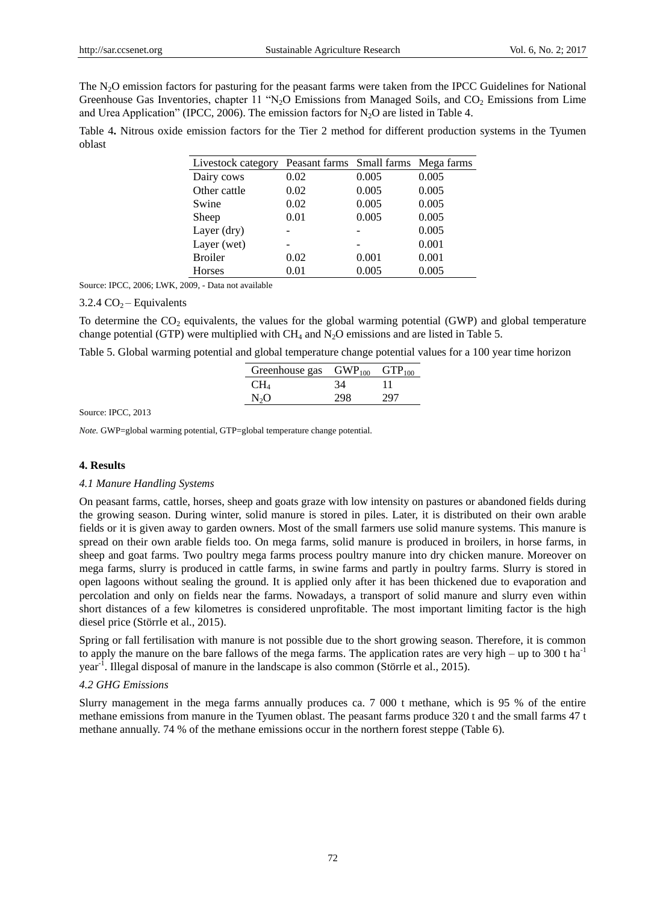The $N_2O$ emission factors for pasturing for the peasant farms were taken from the IPCC Guidelines for National Greenhouse Gas Inventories, chapter 11 "$N_2O$ Emissions from Managed Soils, and $CO_2$ Emissions from Lime and Urea Application" (IPCC, 2006). The emission factors for $N_2O$ are listed in Table 4.

Table 4**.** Nitrous oxide emission factors for the Tier 2 method for different production systems in the Tyumen oblast

| Livestock category | Peasant farms | Small farms | Mega farms |
|---|---|---|---|
| Dairy cows | 0.02 | 0.005 | 0.005 |
| Other cattle | 0.02 | 0.005 | 0.005 |
| Swine | 0.02 | 0.005 | 0.005 |
| Sheep | 0.01 | 0.005 | 0.005 |
| Layer (dry) | - | - | 0.005 |
| Layer (wet) | - | - | 0.001 |
| Broiler | 0.02 | 0.001 | 0.001 |
| Horses | 0.01 | 0.005 | 0.005 |

Source: IPCC, 2006; LWK, 2009, - Data not available

3.2.4 $CO_2$ – Equivalents

To determine the $CO_2$ equivalents, the values for the global warming potential (GWP) and global temperature change potential (GTP) were multiplied with $CH_4$ and $N_2O$ emissions and are listed in Table 5.

Table 5. Global warming potential and global temperature change potential values for a 100 year time horizon

| Greenhouse gas | $GWP_{100}$ | $GTP_{100}$ |
|---|---|---|
| $CH_4$ | 34 | 11 |
| $N_2O$ | 298 | 297 |

Source: IPCC, 2013

*Note.* GWP=global warming potential, GTP=global temperature change potential.

## 4. Results

### *4.1 Manure Handling Systems*

On peasant farms, cattle, horses, sheep and goats graze with low intensity on pastures or abandoned fields during the growing season. During winter, solid manure is stored in piles. Later, it is distributed on their own arable fields or it is given away to garden owners. Most of the small farmers use solid manure systems. This manure is spread on their own arable fields too. On mega farms, solid manure is produced in broilers, in horse farms, in sheep and goat farms. Two poultry mega farms process poultry manure into dry chicken manure. Moreover on mega farms, slurry is produced in cattle farms, in swine farms and partly in poultry farms. Slurry is stored in open lagoons without sealing the ground. It is applied only after it has been thickened due to evaporation and percolation and only on fields near the farms. Nowadays, a transport of solid manure and slurry even within short distances of a few kilometres is considered unprofitable. The most important limiting factor is the high diesel price (Störrle et al., 2015).

Spring or fall fertilisation with manure is not possible due to the short growing season. Therefore, it is common to apply the manure on the bare fallows of the mega farms. The application rates are very high – up to 300 t $ha^{-1}$ $year^{-1}$. Illegal disposal of manure in the landscape is also common (Störrle et al., 2015).

### *4.2 GHG Emissions*

Slurry management in the mega farms annually produces ca. 7 000 t methane, which is 95 % of the entire methane emissions from manure in the Tyumen oblast. The peasant farms produce 320 t and the small farms 47 t methane annually. 74 % of the methane emissions occur in the northern forest steppe (Table 6).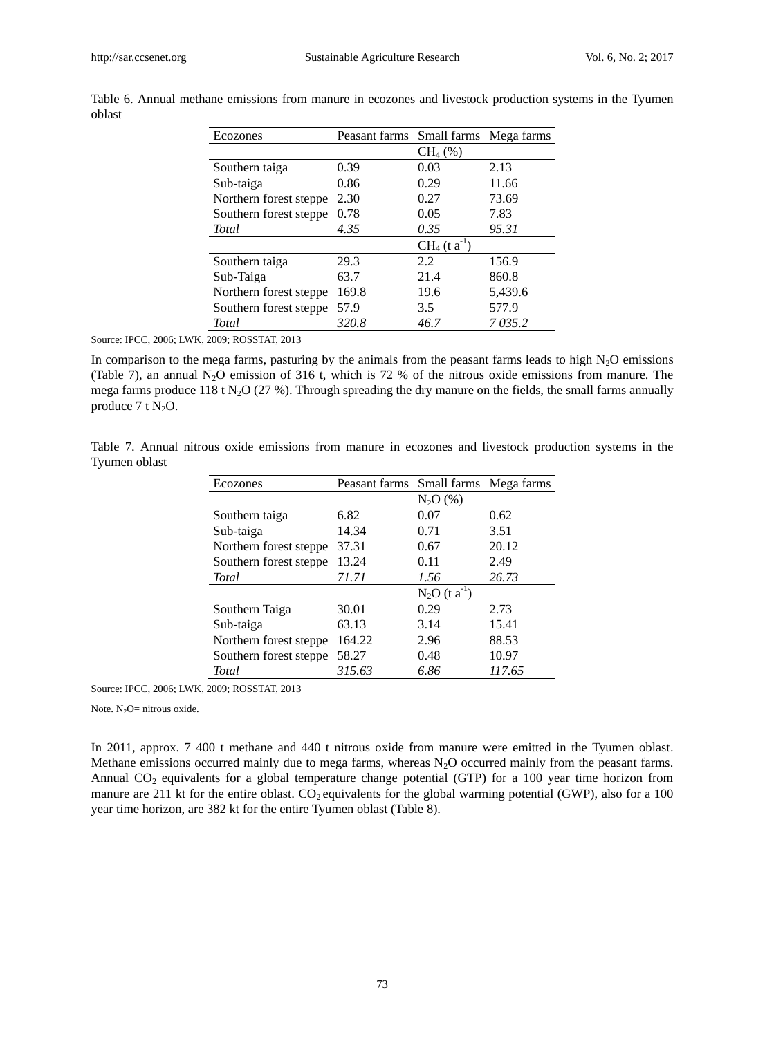Table 6. Annual methane emissions from manure in ecozones and livestock production systems in the Tyumen oblast

| Ecozones | Peasant farms | Small farms | Mega farms |
|---|---|---|---|
| | | $CH_4$ (%) | |
| Southern taiga | 0.39 | 0.03 | 2.13 |
| Sub-taiga | 0.86 | 0.29 | 11.66 |
| Northern forest steppe | 2.30 | 0.27 | 73.69 |
| Southern forest steppe | 0.78 | 0.05 | 7.83 |
| *Total* | *4.35* | *0.35* | *95.31* |
| | | $CH_4$ (t $a^{-1}$) | |
| Southern taiga | 29.3 | 2.2 | 156.9 |
| Sub-Taiga | 63.7 | 21.4 | 860.8 |
| Northern forest steppe | 169.8 | 19.6 | 5,439.6 |
| Southern forest steppe | 57.9 | 3.5 | 577.9 |
| *Total* | *320.8* | *46.7* | *7 035.2* |

Source: IPCC, 2006; LWK, 2009; ROSSTAT, 2013

In comparison to the mega farms, pasturing by the animals from the peasant farms leads to high $N_2O$ emissions (Table 7), an annual $N_2O$ emission of 316 t, which is 72 % of the nitrous oxide emissions from manure. The mega farms produce 118 t $N_2O$ (27 %). Through spreading the dry manure on the fields, the small farms annually produce 7 t $N_2O$.

Table 7. Annual nitrous oxide emissions from manure in ecozones and livestock production systems in the Tyumen oblast

| Ecozones | Peasant farms | Small farms | Mega farms |
|---|---|---|---|
| | | $N_2O$ (%) | |
| Southern taiga | 6.82 | 0.07 | 0.62 |
| Sub-taiga | 14.34 | 0.71 | 3.51 |
| Northern forest steppe | 37.31 | 0.67 | 20.12 |
| Southern forest steppe | 13.24 | 0.11 | 2.49 |
| *Total* | *71.71* | *1.56* | *26.73* |
| | | $N_2O$ (t $a^{-1}$) | |
| Southern Taiga | 30.01 | 0.29 | 2.73 |
| Sub-taiga | 63.13 | 3.14 | 15.41 |
| Northern forest steppe | 164.22 | 2.96 | 88.53 |
| Southern forest steppe | 58.27 | 0.48 | 10.97 |
| *Total* | *315.63* | *6.86* | *117.65* |

Source: IPCC, 2006; LWK, 2009; ROSSTAT, 2013

Note. $N_2O$= nitrous oxide.

In 2011, approx. 7 400 t methane and 440 t nitrous oxide from manure were emitted in the Tyumen oblast. Methane emissions occurred mainly due to mega farms, whereas $N_2O$ occurred mainly from the peasant farms. Annual $CO_2$ equivalents for a global temperature change potential (GTP) for a 100 year time horizon from manure are 211 kt for the entire oblast. $CO_2$ equivalents for the global warming potential (GWP), also for a 100 year time horizon, are 382 kt for the entire Tyumen oblast (Table 8).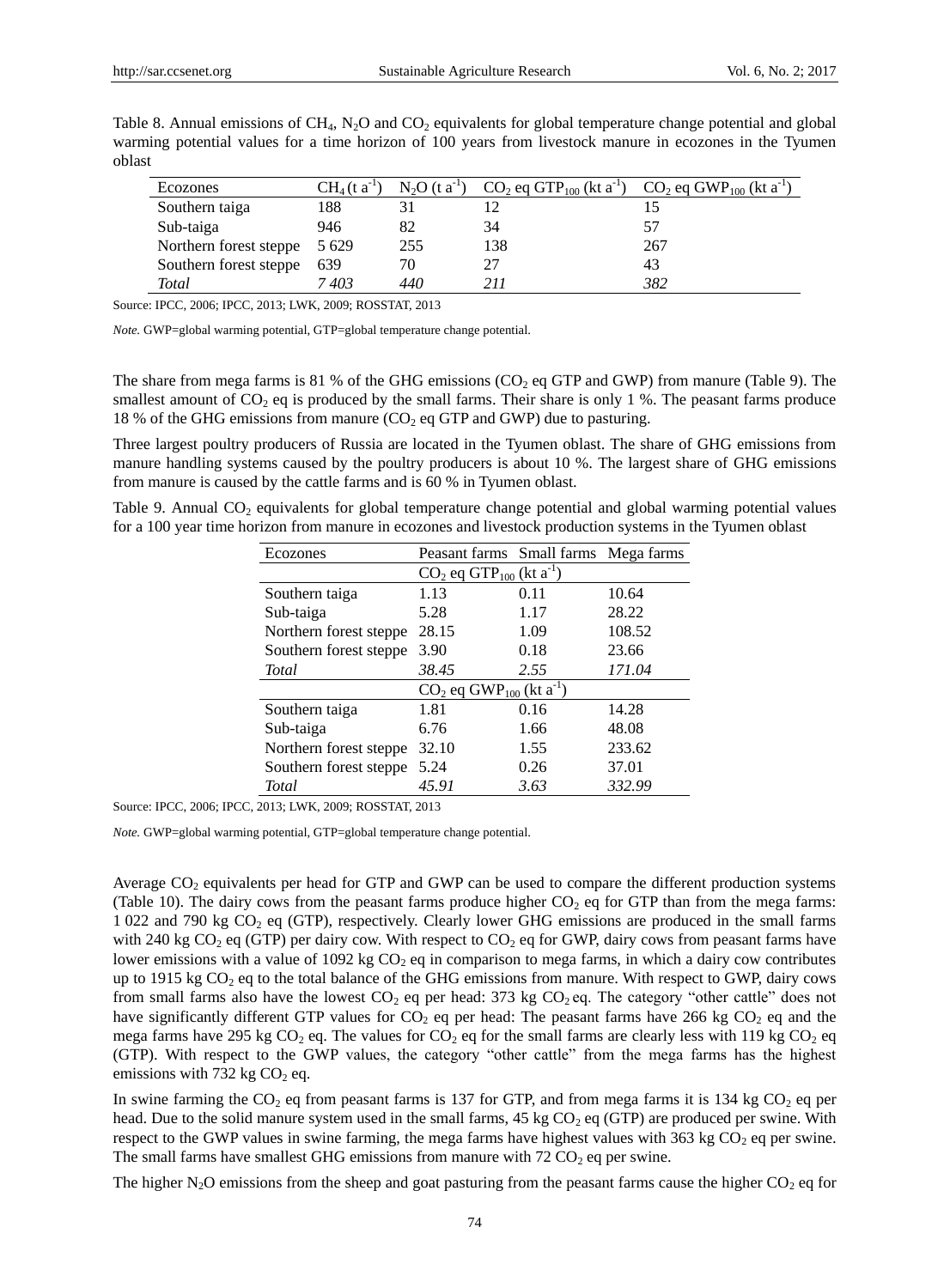Table 8. Annual emissions of $CH_4$, $N_2O$ and $CO_2$ equivalents for global temperature change potential and global warming potential values for a time horizon of 100 years from livestock manure in ecozones in the Tyumen oblast

| Ecozones | $CH_4$ (t $a^{-1}$) | $N_2O$ (t $a^{-1}$) | $CO_2$ eq $GTP_{100}$ (kt $a^{-1}$) | $CO_2$ eq $GWP_{100}$ (kt $a^{-1}$) |
|---|---|---|---|---|
| Southern taiga | 188 | 31 | 12 | 15 |
| Sub-taiga | 946 | 82 | 34 | 57 |
| Northern forest steppe | 5 629 | 255 | 138 | 267 |
| Southern forest steppe | 639 | 70 | 27 | 43 |
| *Total* | *7 403* | *440* | *211* | *382* |

Source: IPCC, 2006; IPCC, 2013; LWK, 2009; ROSSTAT, 2013

*Note.* GWP=global warming potential, GTP=global temperature change potential.

The share from mega farms is 81 % of the GHG emissions ($CO_2$ eq GTP and GWP) from manure (Table 9). The smallest amount of $CO_2$ eq is produced by the small farms. Their share is only 1 %. The peasant farms produce 18 % of the GHG emissions from manure ($CO_2$ eq GTP and GWP) due to pasturing.

Three largest poultry producers of Russia are located in the Tyumen oblast. The share of GHG emissions from manure handling systems caused by the poultry producers is about 10 %. The largest share of GHG emissions from manure is caused by the cattle farms and is 60 % in Tyumen oblast.

Table 9. Annual $CO_2$ equivalents for global temperature change potential and global warming potential values for a 100 year time horizon from manure in ecozones and livestock production systems in the Tyumen oblast

| Ecozones | Peasant farms | Small farms | Mega farms |
|---|---|---|---|
| | $CO_2$ eq $GTP_{100}$ (kt $a^{-1}$) | | |
| Southern taiga | 1.13 | 0.11 | 10.64 |
| Sub-taiga | 5.28 | 1.17 | 28.22 |
| Northern forest steppe | 28.15 | 1.09 | 108.52 |
| Southern forest steppe | 3.90 | 0.18 | 23.66 |
| *Total* | *38.45* | *2.55* | *171.04* |
| | $CO_2$ eq $GWP_{100}$ (kt $a^{-1}$) | | |
| Southern taiga | 1.81 | 0.16 | 14.28 |
| Sub-taiga | 6.76 | 1.66 | 48.08 |
| Northern forest steppe | 32.10 | 1.55 | 233.62 |
| Southern forest steppe | 5.24 | 0.26 | 37.01 |
| *Total* | *45.91* | *3.63* | *332.99* |

Source: IPCC, 2006; IPCC, 2013; LWK, 2009; ROSSTAT, 2013

*Note.* GWP=global warming potential, GTP=global temperature change potential.

Average $CO_2$ equivalents per head for GTP and GWP can be used to compare the different production systems (Table 10). The dairy cows from the peasant farms produce higher $CO_2$ eq for GTP than from the mega farms: 1 022 and 790 kg $CO_2$ eq (GTP), respectively. Clearly lower GHG emissions are produced in the small farms with 240 kg $CO_2$ eq (GTP) per dairy cow. With respect to $CO_2$ eq for GWP, dairy cows from peasant farms have lower emissions with a value of 1092 kg $CO_2$ eq in comparison to mega farms, in which a dairy cow contributes up to 1915 kg $CO_2$ eq to the total balance of the GHG emissions from manure. With respect to GWP, dairy cows from small farms also have the lowest $CO_2$ eq per head: 373 kg $CO_2$ eq. The category "other cattle" does not have significantly different GTP values for $CO_2$ eq per head: The peasant farms have 266 kg $CO_2$ eq and the mega farms have 295 kg $CO_2$ eq. The values for $CO_2$ eq for the small farms are clearly less with 119 kg $CO_2$ eq (GTP). With respect to the GWP values, the category "other cattle" from the mega farms has the highest emissions with 732 kg $CO_2$ eq.

In swine farming the $CO_2$ eq from peasant farms is 137 for GTP, and from mega farms it is 134 kg $CO_2$ eq per head. Due to the solid manure system used in the small farms, 45 kg $CO_2$ eq (GTP) are produced per swine. With respect to the GWP values in swine farming, the mega farms have highest values with 363 kg $CO_2$ eq per swine. The small farms have smallest GHG emissions from manure with 72 $CO_2$ eq per swine.

The higher $N_2O$ emissions from the sheep and goat pasturing from the peasant farms cause the higher $CO_2$ eq for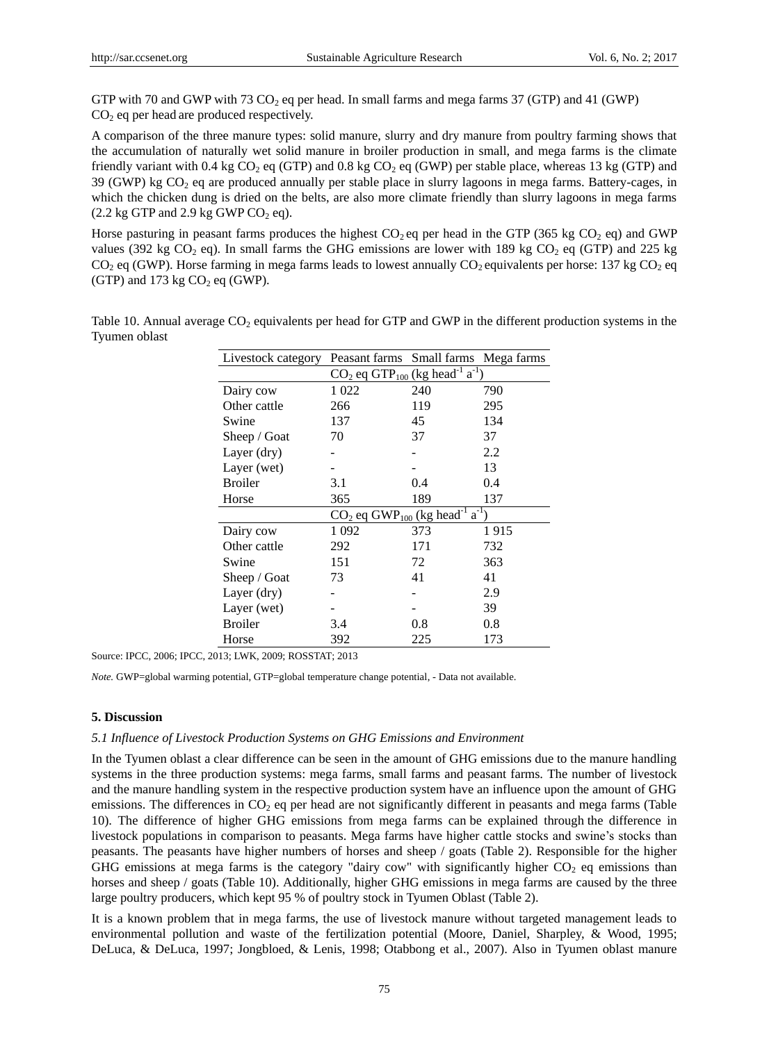GTP with 70 and GWP with 73 $CO_2$ eq per head. In small farms and mega farms 37 (GTP) and 41 (GWP) $CO_2$ eq per head are produced respectively.

A comparison of the three manure types: solid manure, slurry and dry manure from poultry farming shows that the accumulation of naturally wet solid manure in broiler production in small, and mega farms is the climate friendly variant with 0.4 kg $CO_2$ eq (GTP) and 0.8 kg $CO_2$ eq (GWP) per stable place, whereas 13 kg (GTP) and 39 (GWP) kg $CO_2$ eq are produced annually per stable place in slurry lagoons in mega farms. Battery-cages, in which the chicken dung is dried on the belts, are also more climate friendly than slurry lagoons in mega farms (2.2 kg GTP and 2.9 kg GWP $CO_2$ eq).

Horse pasturing in peasant farms produces the highest $CO_2$ eq per head in the GTP (365 kg $CO_2$ eq) and GWP values (392 kg $CO_2$ eq). In small farms the GHG emissions are lower with 189 kg $CO_2$ eq (GTP) and 225 kg $CO_2$ eq (GWP). Horse farming in mega farms leads to lowest annually $CO_2$ equivalents per horse: 137 kg $CO_2$ eq (GTP) and 173 kg $CO_2$ eq (GWP).

Table 10. Annual average $CO_2$ equivalents per head for GTP and GWP in the different production systems in the Tyumen oblast

| Livestock category | Peasant farms | Small farms | Mega farms |
|---|---|---|---|
| | $CO_2$ eq $GTP_{100}$ (kg $head^{-1}$ $a^{-1}$) | | |
| Dairy cow | 1 022 | 240 | 790 |
| Other cattle | 266 | 119 | 295 |
| Swine | 137 | 45 | 134 |
| Sheep / Goat | 70 | 37 | 37 |
| Layer (dry) | - | - | 2.2 |
| Layer (wet) | - | - | 13 |
| Broiler | 3.1 | 0.4 | 0.4 |
| Horse | 365 | 189 | 137 |
| | $CO_2$ eq $GWP_{100}$ (kg $head^{-1}$ $a^{-1}$) | | |
| Dairy cow | 1 092 | 373 | 1 915 |
| Other cattle | 292 | 171 | 732 |
| Swine | 151 | 72 | 363 |
| Sheep / Goat | 73 | 41 | 41 |
| Layer (dry) | - | - | 2.9 |
| Layer (wet) | - | - | 39 |
| Broiler | 3.4 | 0.8 | 0.8 |
| Horse | 392 | 225 | 173 |

Source: IPCC, 2006; IPCC, 2013; LWK, 2009; ROSSTAT; 2013

*Note.* GWP=global warming potential, GTP=global temperature change potential, - Data not available.

**5. Discussion**

*5.1 Influence of Livestock Production Systems on GHG Emissions and Environment*

In the Tyumen oblast a clear difference can be seen in the amount of GHG emissions due to the manure handling systems in the three production systems: mega farms, small farms and peasant farms. The number of livestock and the manure handling system in the respective production system have an influence upon the amount of GHG emissions. The differences in $CO_2$ eq per head are not significantly different in peasants and mega farms (Table 10). The difference of higher GHG emissions from mega farms can be explained through the difference in livestock populations in comparison to peasants. Mega farms have higher cattle stocks and swine's stocks than peasants. The peasants have higher numbers of horses and sheep / goats (Table 2). Responsible for the higher GHG emissions at mega farms is the category "dairy cow" with significantly higher $CO_2$ eq emissions than horses and sheep / goats (Table 10). Additionally, higher GHG emissions in mega farms are caused by the three large poultry producers, which kept 95 % of poultry stock in Tyumen Oblast (Table 2).

It is a known problem that in mega farms, the use of livestock manure without targeted management leads to environmental pollution and waste of the fertilization potential (Moore, Daniel, Sharpley, & Wood, 1995; DeLuca, & DeLuca, 1997; Jongbloed, & Lenis, 1998; Otabbong et al., 2007). Also in Tyumen oblast manure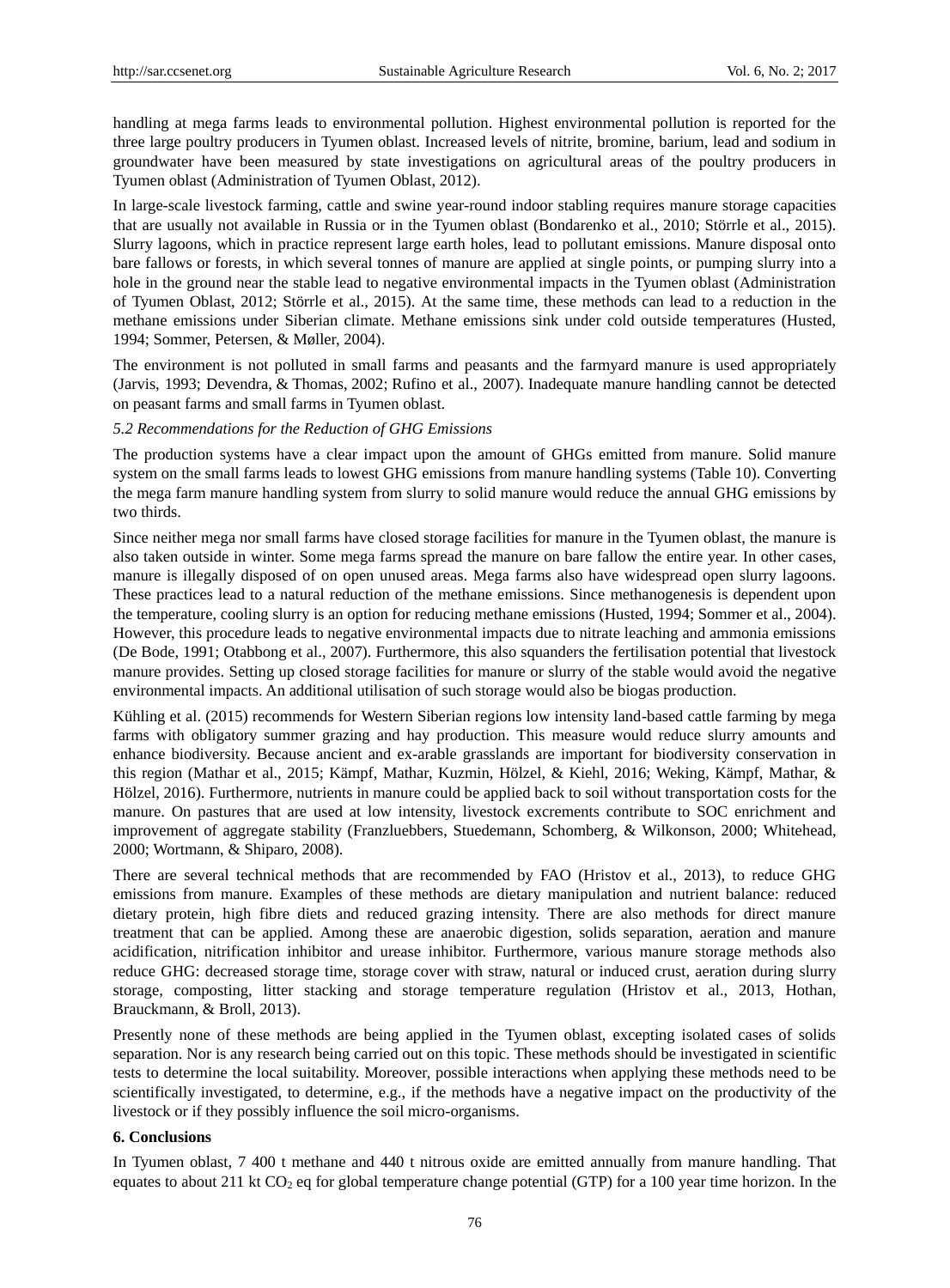handling at mega farms leads to environmental pollution. Highest environmental pollution is reported for the three large poultry producers in Tyumen oblast. Increased levels of nitrite, bromine, barium, lead and sodium in groundwater have been measured by state investigations on agricultural areas of the poultry producers in Tyumen oblast (Administration of Tyumen Oblast, 2012).

In large-scale livestock farming, cattle and swine year-round indoor stabling requires manure storage capacities that are usually not available in Russia or in the Tyumen oblast (Bondarenko et al., 2010; Störrle et al., 2015). Slurry lagoons, which in practice represent large earth holes, lead to pollutant emissions. Manure disposal onto bare fallows or forests, in which several tonnes of manure are applied at single points, or pumping slurry into a hole in the ground near the stable lead to negative environmental impacts in the Tyumen oblast (Administration of Tyumen Oblast, 2012; Störrle et al., 2015). At the same time, these methods can lead to a reduction in the methane emissions under Siberian climate. Methane emissions sink under cold outside temperatures (Husted, 1994; Sommer, Petersen, & Møller, 2004).

The environment is not polluted in small farms and peasants and the farmyard manure is used appropriately (Jarvis, 1993; Devendra, & Thomas, 2002; Rufino et al., 2007). Inadequate manure handling cannot be detected on peasant farms and small farms in Tyumen oblast.

### *5.2 Recommendations for the Reduction of GHG Emissions*

The production systems have a clear impact upon the amount of GHGs emitted from manure. Solid manure system on the small farms leads to lowest GHG emissions from manure handling systems (Table 10). Converting the mega farm manure handling system from slurry to solid manure would reduce the annual GHG emissions by two thirds.

Since neither mega nor small farms have closed storage facilities for manure in the Tyumen oblast, the manure is also taken outside in winter. Some mega farms spread the manure on bare fallow the entire year. In other cases, manure is illegally disposed of on open unused areas. Mega farms also have widespread open slurry lagoons. These practices lead to a natural reduction of the methane emissions. Since methanogenesis is dependent upon the temperature, cooling slurry is an option for reducing methane emissions (Husted, 1994; Sommer et al., 2004). However, this procedure leads to negative environmental impacts due to nitrate leaching and ammonia emissions (De Bode, 1991; Otabbong et al., 2007). Furthermore, this also squanders the fertilisation potential that livestock manure provides. Setting up closed storage facilities for manure or slurry of the stable would avoid the negative environmental impacts. An additional utilisation of such storage would also be biogas production.

Kühling et al. (2015) recommends for Western Siberian regions low intensity land-based cattle farming by mega farms with obligatory summer grazing and hay production. This measure would reduce slurry amounts and enhance biodiversity. Because ancient and ex-arable grasslands are important for biodiversity conservation in this region (Mathar et al., 2015; Kämpf, Mathar, Kuzmin, Hölzel, & Kiehl, 2016; Weking, Kämpf, Mathar, & Hölzel, 2016). Furthermore, nutrients in manure could be applied back to soil without transportation costs for the manure. On pastures that are used at low intensity, livestock excrements contribute to SOC enrichment and improvement of aggregate stability (Franzluebbers, Stuedemann, Schomberg, & Wilkonson, 2000; Whitehead, 2000; Wortmann, & Shiparo, 2008).

There are several technical methods that are recommended by FAO (Hristov et al., 2013), to reduce GHG emissions from manure. Examples of these methods are dietary manipulation and nutrient balance: reduced dietary protein, high fibre diets and reduced grazing intensity. There are also methods for direct manure treatment that can be applied. Among these are anaerobic digestion, solids separation, aeration and manure acidification, nitrification inhibitor and urease inhibitor. Furthermore, various manure storage methods also reduce GHG: decreased storage time, storage cover with straw, natural or induced crust, aeration during slurry storage, composting, litter stacking and storage temperature regulation (Hristov et al., 2013, Hothan, Brauckmann, & Broll, 2013).

Presently none of these methods are being applied in the Tyumen oblast, excepting isolated cases of solids separation. Nor is any research being carried out on this topic. These methods should be investigated in scientific tests to determine the local suitability. Moreover, possible interactions when applying these methods need to be scientifically investigated, to determine, e.g., if the methods have a negative impact on the productivity of the livestock or if they possibly influence the soil micro-organisms.

## 6. Conclusions

In Tyumen oblast, 7 400 t methane and 440 t nitrous oxide are emitted annually from manure handling. That equates to about 211 kt $CO_2$ eq for global temperature change potential (GTP) for a 100 year time horizon. In the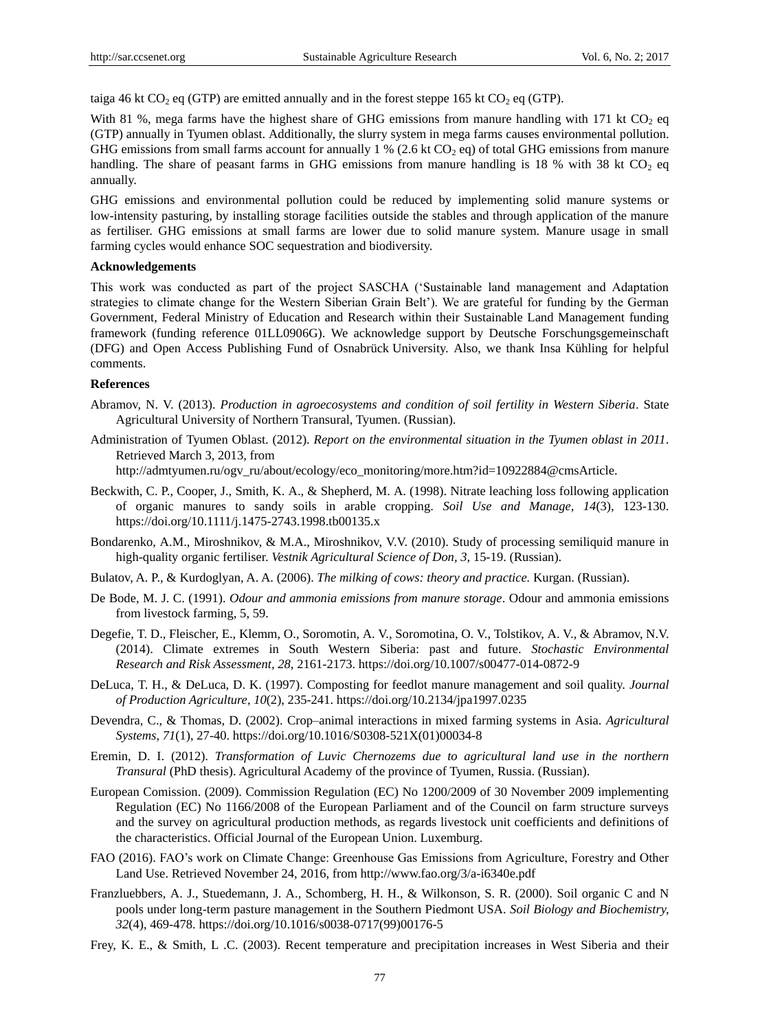taiga 46 kt $CO_2$ eq (GTP) are emitted annually and in the forest steppe 165 kt $CO_2$ eq (GTP).

With 81 %, mega farms have the highest share of GHG emissions from manure handling with 171 kt $CO_2$ eq (GTP) annually in Tyumen oblast. Additionally, the slurry system in mega farms causes environmental pollution. GHG emissions from small farms account for annually 1 % (2.6 kt $CO_2$ eq) of total GHG emissions from manure handling. The share of peasant farms in GHG emissions from manure handling is 18 % with 38 kt $CO_2$ eq annually.

GHG emissions and environmental pollution could be reduced by implementing solid manure systems or low-intensity pasturing, by installing storage facilities outside the stables and through application of the manure as fertiliser. GHG emissions at small farms are lower due to solid manure system. Manure usage in small farming cycles would enhance SOC sequestration and biodiversity.

**Acknowledgements**

This work was conducted as part of the project SASCHA ('Sustainable land management and Adaptation strategies to climate change for the Western Siberian Grain Belt'). We are grateful for funding by the German Government, Federal Ministry of Education and Research within their Sustainable Land Management funding framework (funding reference 01LL0906G). We acknowledge support by Deutsche Forschungsgemeinschaft (DFG) and Open Access Publishing Fund of Osnabrück University. Also, we thank Insa Kühling for helpful comments.

**References**

Abramov, N. V. (2013). *Production in agroecosystems and condition of soil fertility in Western Siberia*. State Agricultural University of Northern Transural, Tyumen. (Russian).

Administration of Tyumen Oblast. (2012). *Report on the environmental situation in the Tyumen oblast in 2011*. Retrieved March 3, 2013, from http://admtyumen.ru/ogv_ru/about/ecology/eco_monitoring/more.htm?id=10922884@cmsArticle.

Beckwith, C. P., Cooper, J., Smith, K. A., & Shepherd, M. A. (1998). Nitrate leaching loss following application of organic manures to sandy soils in arable cropping. *Soil Use and Manage, 14*(3), 123-130. https://doi.org/10.1111/j.1475-2743.1998.tb00135.x

Bondarenko, A.M., Miroshnikov, & M.A., Miroshnikov, V.V. (2010). Study of processing semiliquid manure in high-quality organic fertiliser. *Vestnik Agricultural Science of Don, 3*, 15-19. (Russian).

Bulatov, A. P., & Kurdoglyan, A. A. (2006). *The milking of cows: theory and practice.* Kurgan. (Russian).

De Bode, M. J. C. (1991). *Odour and ammonia emissions from manure storage*. Odour and ammonia emissions from livestock farming, 5, 59.

Degefie, T. D., Fleischer, E., Klemm, O., Soromotin, A. V., Soromotina, O. V., Tolstikov, A. V., & Abramov, N.V. (2014). Climate extremes in South Western Siberia: past and future. *Stochastic Environmental Research and Risk Assessment, 28*, 2161-2173. https://doi.org/10.1007/s00477-014-0872-9

DeLuca, T. H., & DeLuca, D. K. (1997). Composting for feedlot manure management and soil quality. *Journal of Production Agriculture, 10*(2), 235-241. https://doi.org/10.2134/jpa1997.0235

Devendra, C., & Thomas, D. (2002). Crop–animal interactions in mixed farming systems in Asia. *Agricultural Systems, 71*(1), 27-40. https://doi.org/10.1016/S0308-521X(01)00034-8

Eremin, D. I. (2012). *Transformation of Luvic Chernozems due to agricultural land use in the northern Transural* (PhD thesis). Agricultural Academy of the province of Tyumen, Russia. (Russian).

European Comission. (2009). Commission Regulation (EC) No 1200/2009 of 30 November 2009 implementing Regulation (EC) No 1166/2008 of the European Parliament and of the Council on farm structure surveys and the survey on agricultural production methods, as regards livestock unit coefficients and definitions of the characteristics. Official Journal of the European Union. Luxemburg.

FAO (2016). FAO's work on Climate Change: Greenhouse Gas Emissions from Agriculture, Forestry and Other Land Use. Retrieved November 24, 2016, from http://www.fao.org/3/a-i6340e.pdf

Franzluebbers, A. J., Stuedemann, J. A., Schomberg, H. H., & Wilkonson, S. R. (2000). Soil organic C and N pools under long-term pasture management in the Southern Piedmont USA. *Soil Biology and Biochemistry, 32*(4), 469-478. https://doi.org/10.1016/s0038-0717(99)00176-5

Frey, K. E., & Smith, L .C. (2003). Recent temperature and precipitation increases in West Siberia and their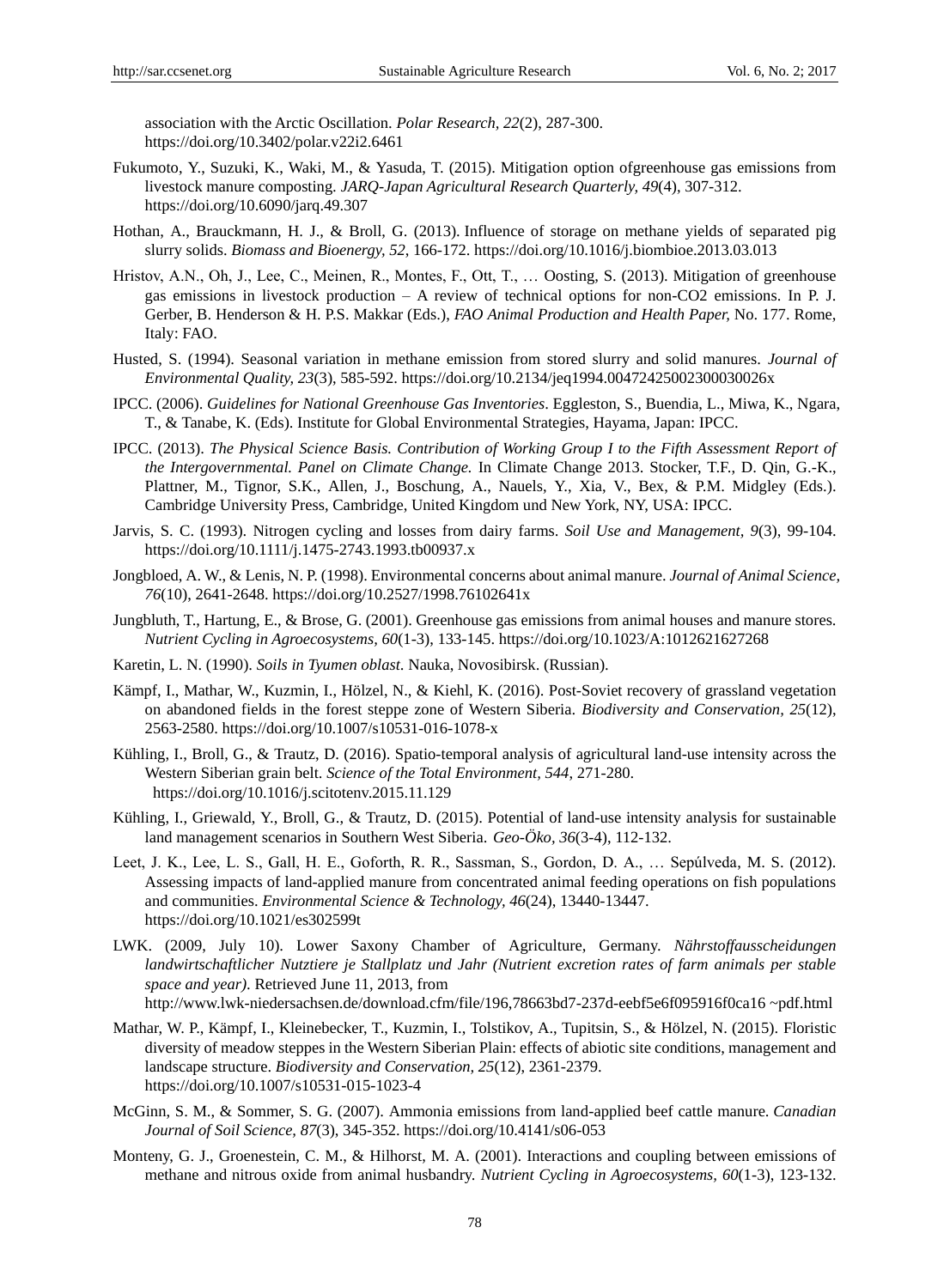association with the Arctic Oscillation. *Polar Research, 22*(2), 287-300. https://doi.org/10.3402/polar.v22i2.6461

Fukumoto, Y., Suzuki, K., Waki, M., & Yasuda, T. (2015). Mitigation option ofgreenhouse gas emissions from livestock manure composting. *JARQ-Japan Agricultural Research Quarterly, 49*(4), 307-312. https://doi.org/10.6090/jarq.49.307

Hothan, A., Brauckmann, H. J., & Broll, G. (2013). Influence of storage on methane yields of separated pig slurry solids. *Biomass and Bioenegy, 52*, 166-172. https://doi.org/10.1016/j.biombioe.2013.03.013

Hristov, A.N., Oh, J., Lee, C., Meinen, R., Montes, F., Ott, T., … Oosting, S. (2013). Mitigation of greenhouse gas emissions in livestock production – A review of technical options for non-CO2 emissions. In P. J. Gerber, B. Henderson & H. P.S. Makkar (Eds.), *FAO Animal Production and Health Paper,* No. 177. Rome, Italy: FAO.

Husted, S. (1994). Seasonal variation in methane emission from stored slurry and solid manures. *Journal of Environmental Quality, 23*(3), 585-592. https://doi.org/10.2134/jeq1994.00472425002300030026x

IPCC. (2006). *Guidelines for National Greenhouse Gas Inventories*. Eggleston, S., Buendia, L., Miwa, K., Ngara, T., & Tanabe, K. (Eds). Institute for Global Environmental Strategies, Hayama, Japan: IPCC.

IPCC. (2013). *The Physical Science Basis. Contribution of Working Group I to the Fifth Assessment Report of the Intergovernmental. Panel on Climate Change.* In Climate Change 2013. Stocker, T.F., D. Qin, G.-K., Plattner, M., Tignor, S.K., Allen, J., Boschung, A., Nauels, Y., Xia, V., Bex, & P.M. Midgley (Eds.). Cambridge University Press, Cambridge, United Kingdom und New York, NY, USA: IPCC.

Jarvis, S. C. (1993). Nitrogen cycling and losses from dairy farms. *Soil Use and Management, 9*(3), 99-104. https://doi.org/10.1111/j.1475-2743.1993.tb00937.x

Jongbloed, A. W., & Lenis, N. P. (1998). Environmental concerns about animal manure. *Journal of Animal Science, 76*(10), 2641-2648. https://doi.org/10.2527/1998.76102641x

Jungbluth, T., Hartung, E., & Brose, G. (2001). Greenhouse gas emissions from animal houses and manure stores. *Nutrient Cycling in Agroecosystems, 60*(1-3), 133-145. https://doi.org/10.1023/A:1012621627268

Karetin, L. N. (1990). *Soils in Tyumen oblast*. Nauka, Novosibirsk. (Russian).

Kämpf, I., Mathar, W., Kuzmin, I., Hölzel, N., & Kiehl, K. (2016). Post-Soviet recovery of grassland vegetation on abandoned fields in the forest steppe zone of Western Siberia. *Biodiversity and Conservation, 25*(12), 2563-2580. https://doi.org/10.1007/s10531-016-1078-x

Kühling, I., Broll, G., & Trautz, D. (2016). Spatio-temporal analysis of agricultural land-use intensity across the Western Siberian grain belt. *Science of the Total Environment, 544*, 271-280. https://doi.org/10.1016/j.scitotenv.2015.11.129

Kühling, I., Griewald, Y., Broll, G., & Trautz, D. (2015). Potential of land-use intensity analysis for sustainable land management scenarios in Southern West Siberia. *Geo-Öko, 36*(3-4), 112-132.

Leet, J. K., Lee, L. S., Gall, H. E., Goforth, R. R., Sassman, S., Gordon, D. A., … Sepúlveda, M. S. (2012). Assessing impacts of land-applied manure from concentrated animal feeding operations on fish populations and communities. *Environmental Science & Technology, 46*(24), 13440-13447. https://doi.org/10.1021/es302599t

LWK. (2009, July 10). Lower Saxony Chamber of Agriculture, Germany. *Nährstoffausscheidungen landwirtschaftlicher Nutztiere je Stallplatz und Jahr (Nutrient excretion rates of farm animals per stable space and year)*. Retrieved June 11, 2013, from http://www.lwk-niedersachsen.de/download.cfm/file/196,78663bd7-237d-eebf5e6f095916f0ca16 ~pdf.html

Mathar, W. P., Kämpf, I., Kleinebecker, T., Kuzmin, I., Tolstikov, A., Tupitsin, S., & Hölzel, N. (2015). Floristic diversity of meadow steppes in the Western Siberian Plain: effects of abiotic site conditions, management and landscape structure. *Biodiversity and Conservation, 25*(12), 2361-2379. https://doi.org/10.1007/s10531-015-1023-4

McGinn, S. M., & Sommer, S. G. (2007). Ammonia emissions from land-applied beef cattle manure. *Canadian Journal of Soil Science, 87*(3), 345-352. https://doi.org/10.4141/s06-053

Monteny, G. J., Groenestein, C. M., & Hilhorst, M. A. (2001). Interactions and coupling between emissions of methane and nitrous oxide from animal husbandry. *Nutrient Cycling in Agroecosystems, 60*(1-3), 123-132.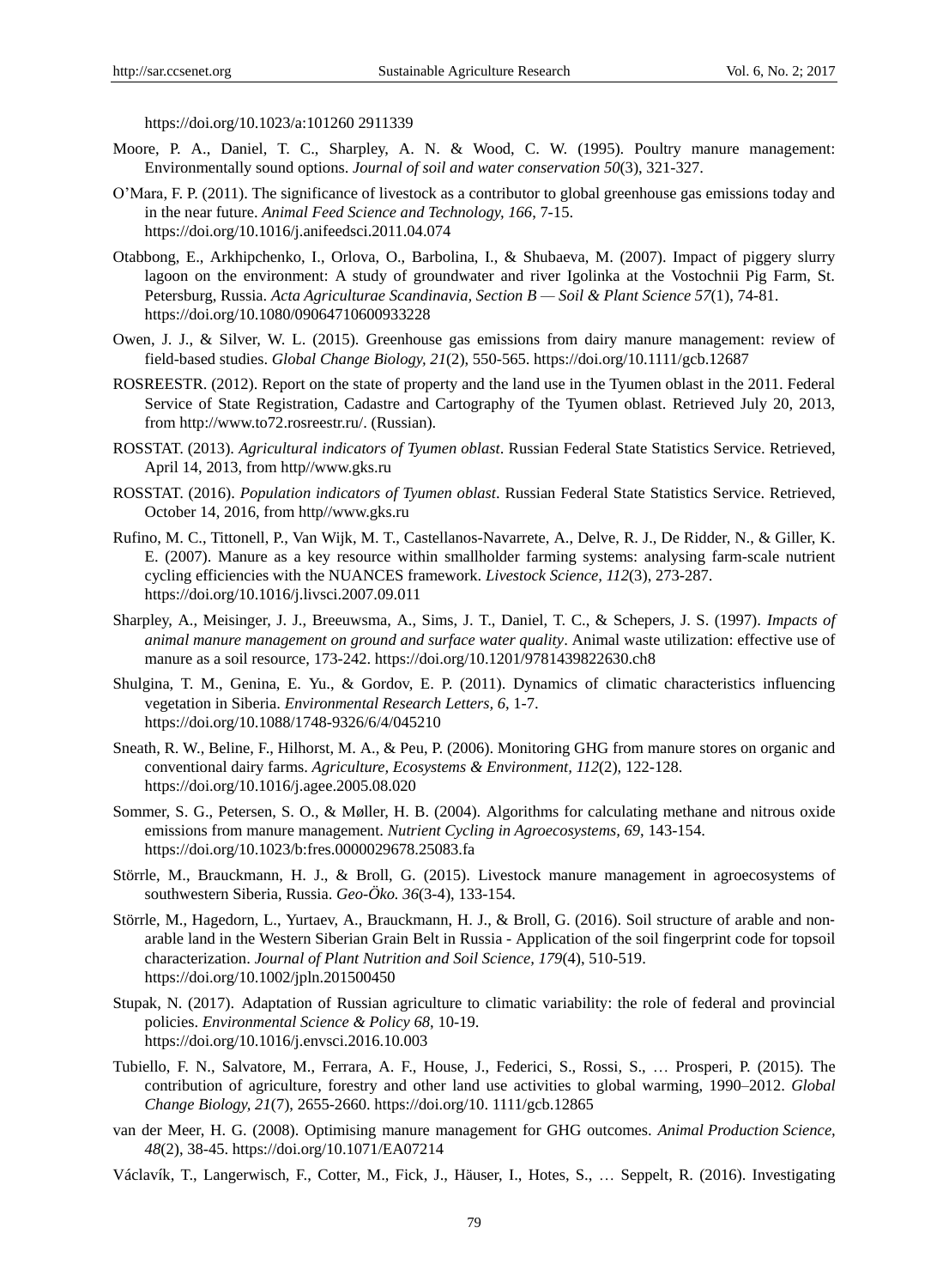https://doi.org/10.1023/a:101260 2911339

Moore, P. A., Daniel, T. C., Sharpley, A. N. & Wood, C. W. (1995). Poultry manure management: Environmentally sound options. *Journal of soil and water conservation 50*(3), 321-327.

O'Mara, F. P. (2011). The significance of livestock as a contributor to global greenhouse gas emissions today and in the near future. *Animal Feed Science and Technology, 166*, 7-15. https://doi.org/10.1016/j.anifeedsci.2011.04.074

Otabbong, E., Arkhipchenko, I., Orlova, O., Barbolina, I., & Shubaeva, M. (2007). Impact of piggery slurry lagoon on the environment: A study of groundwater and river Igolinka at the Vostochnii Pig Farm, St. Petersburg, Russia. *Acta Agriculturae Scandinavia, Section B — Soil & Plant Science 57*(1), 74-81. https://doi.org/10.1080/09064710600933228

Owen, J. J., & Silver, W. L. (2015). Greenhouse gas emissions from dairy manure management: review of field-based studies. *Global Change Biology, 21*(2), 550-565. https://doi.org/10.1111/gcb.12687

ROSREESTR. (2012). Report on the state of property and the land use in the Tyumen oblast in the 2011. Federal Service of State Registration, Cadastre and Cartography of the Tyumen oblast. Retrieved July 20, 2013, from http://www.to72.rosreestr.ru/. (Russian).

ROSSTAT. (2013). *Agricultural indicators of Tyumen oblast*. Russian Federal State Statistics Service. Retrieved, April 14, 2013, from http//www.gks.ru

ROSSTAT. (2016). *Population indicators of Tyumen oblast*. Russian Federal State Statistics Service. Retrieved, October 14, 2016, from http//www.gks.ru

Rufino, M. C., Tittonell, P., Van Wijk, M. T., Castellanos-Navarrete, A., Delve, R. J., De Ridder, N., & Giller, K. E. (2007). Manure as a key resource within smallholder farming systems: analysing farm-scale nutrient cycling efficiencies with the NUANCES framework. *Livestock Science, 112*(3), 273-287. https://doi.org/10.1016/j.livsci.2007.09.011

Sharpley, A., Meisinger, J. J., Breeuwsma, A., Sims, J. T., Daniel, T. C., & Schepers, J. S. (1997). *Impacts of animal manure management on ground and surface water quality*. Animal waste utilization: effective use of manure as a soil resource, 173-242. https://doi.org/10.1201/9781439822630.ch8

Shulgina, T. M., Genina, E. Yu., & Gordov, E. P. (2011). Dynamics of climatic characteristics influencing vegetation in Siberia. *Environmental Research Letters, 6*, 1-7. https://doi.org/10.1088/1748-9326/6/4/045210

Sneath, R. W., Beline, F., Hilhorst, M. A., & Peu, P. (2006). Monitoring GHG from manure stores on organic and conventional dairy farms. *Agriculture, Ecosystems & Environment, 112*(2), 122-128. https://doi.org/10.1016/j.agee.2005.08.020

Sommer, S. G., Petersen, S. O., & Møller, H. B. (2004). Algorithms for calculating methane and nitrous oxide emissions from manure management. *Nutrient Cycling in Agroecosystems, 69*, 143-154. https://doi.org/10.1023/b:fres.0000029678.25083.fa

Störrle, M., Brauckmann, H. J., & Broll, G. (2015). Livestock manure management in agroecosystems of southwestern Siberia, Russia. *Geo-Öko. 36*(3-4), 133-154.

Störrle, M., Hagedorn, L., Yurtaev, A., Brauckmann, H. J., & Broll, G. (2016). Soil structure of arable and non-arable land in the Western Siberian Grain Belt in Russia - Application of the soil fingerprint code for topsoil characterization. *Journal of Plant Nutrition and Soil Science, 179*(4), 510-519. https://doi.org/10.1002/jpln.201500450

Stupak, N. (2017). Adaptation of Russian agriculture to climatic variability: the role of federal and provincial policies. *Environmental Science & Policy 68*, 10-19. https://doi.org/10.1016/j.envsci.2016.10.003

Tubiello, F. N., Salvatore, M., Ferrara, A. F., House, J., Federici, S., Rossi, S., … Prosperi, P. (2015). The contribution of agriculture, forestry and other land use activities to global warming, 1990–2012. *Global Change Biology, 21*(7), 2655-2660. https://doi.org/10. 1111/gcb.12865

van der Meer, H. G. (2008). Optimising manure management for GHG outcomes. *Animal Production Science, 48*(2), 38-45. https://doi.org/10.1071/EA07214

Václavík, T., Langerwisch, F., Cotter, M., Fick, J., Häuser, I., Hotes, S., … Seppelt, R. (2016). Investigating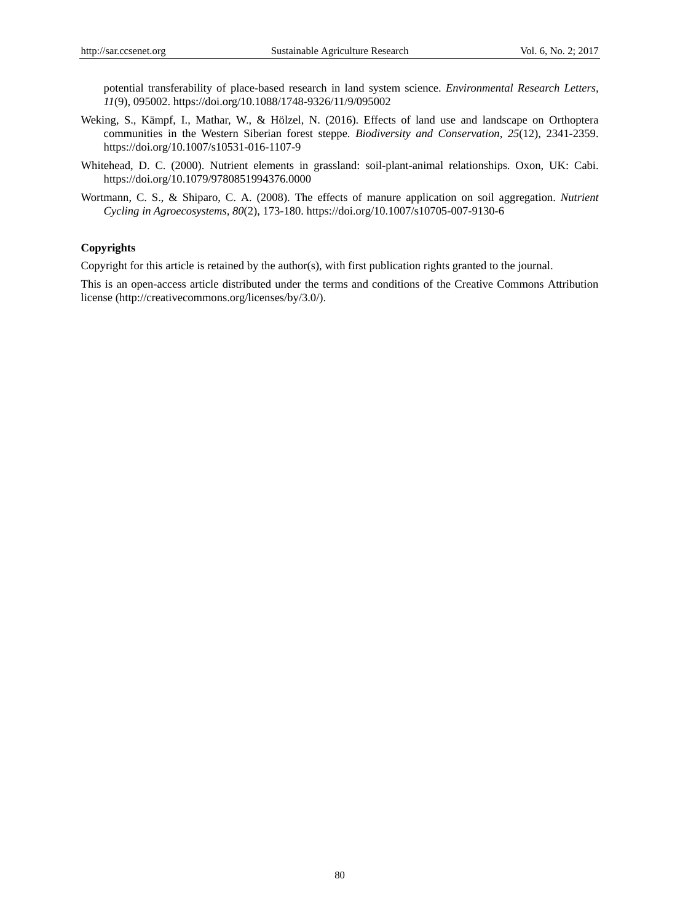potential transferability of place-based research in land system science. *Environmental Research Letters, 11*(9), 095002. https://doi.org/10.1088/1748-9326/11/9/095002

Weking, S., Kämpf, I., Mathar, W., & Hölzel, N. (2016). Effects of land use and landscape on Orthoptera communities in the Western Siberian forest steppe. *Biodiversity and Conservation, 25*(12), 2341-2359. https://doi.org/10.1007/s10531-016-1107-9

Whitehead, D. C. (2000). Nutrient elements in grassland: soil-plant-animal relationships. Oxon, UK: Cabi. https://doi.org/10.1079/9780851994376.0000

Wortmann, C. S., & Shiparo, C. A. (2008). The effects of manure application on soil aggregation. *Nutrient Cycling in Agroecosystems, 80*(2), 173-180. https://doi.org/10.1007/s10705-007-9130-6

**Copyrights**

Copyright for this article is retained by the author(s), with first publication rights granted to the journal.

This is an open-access article distributed under the terms and conditions of the Creative Commons Attribution license (http://creativecommons.org/licenses/by/3.0/).